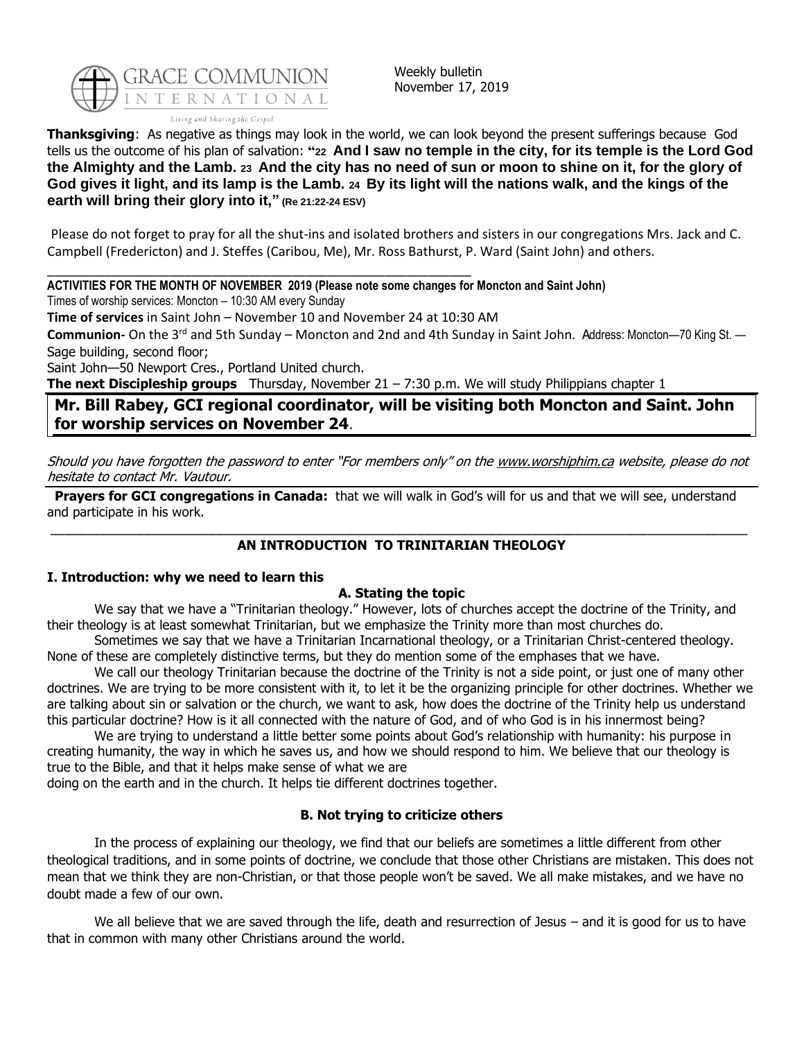GRACE COMMUNION INTERNATIONAL

*Living and Sharing the Gospel*

Weekly bulletin
November 17, 2019

**Thanksgiving**: As negative as things may look in the world, we can look beyond the present sufferings because God tells us the outcome of his plan of salvation: **"22 And I saw no temple in the city, for its temple is the Lord God the Almighty and the Lamb. 23 And the city has no need of sun or moon to shine on it, for the glory of God gives it light, and its lamp is the Lamb. 24 By its light will the nations walk, and the kings of the earth will bring their glory into it," (Re 21:22-24 ESV)**

Please do not forget to pray for all the shut-ins and isolated brothers and sisters in our congregations Mrs. Jack and C. Campbell (Fredericton) and J. Steffes (Caribou, Me), Mr. Ross Bathurst, P. Ward (Saint John) and others.

---

**ACTIVITIES FOR THE MONTH OF NOVEMBER 2019 (Please note some changes for Moncton and Saint John)**

Times of worship services: Moncton – 10:30 AM every Sunday

**Time of services** in Saint John – November 10 and November 24 at 10:30 AM

**Communion-** On the 3rd and 5th Sunday – Moncton and 2nd and 4th Sunday in Saint John. Address: Moncton—70 King St. — Sage building, second floor;

Saint John—50 Newport Cres., Portland United church.

**The next Discipleship groups** Thursday, November 21 – 7:30 p.m. We will study Philippians chapter 1

**Mr. Bill Rabey, GCI regional coordinator, will be visiting both Moncton and Saint. John for worship services on November 24**.

*Should you have forgotten the password to enter "For members only" on the www.worshiphim.ca website, please do not hesitate to contact Mr. Vautour.*

**Prayers for GCI congregations in Canada:** that we will walk in God's will for us and that we will see, understand and participate in his work.

---

## AN INTRODUCTION TO TRINITARIAN THEOLOGY

### I. Introduction: why we need to learn this

#### A. Stating the topic

We say that we have a "Trinitarian theology." However, lots of churches accept the doctrine of the Trinity, and their theology is at least somewhat Trinitarian, but we emphasize the Trinity more than most churches do.

Sometimes we say that we have a Trinitarian Incarnational theology, or a Trinitarian Christ-centered theology. None of these are completely distinctive terms, but they do mention some of the emphases that we have.

We call our theology Trinitarian because the doctrine of the Trinity is not a side point, or just one of many other doctrines. We are trying to be more consistent with it, to let it be the organizing principle for other doctrines. Whether we are talking about sin or salvation or the church, we want to ask, how does the doctrine of the Trinity help us understand this particular doctrine? How is it all connected with the nature of God, and of who God is in his innermost being?

We are trying to understand a little better some points about God's relationship with humanity: his purpose in creating humanity, the way in which he saves us, and how we should respond to him. We believe that our theology is true to the Bible, and that it helps make sense of what we are doing on the earth and in the church. It helps tie different doctrines together.

#### B. Not trying to criticize others

In the process of explaining our theology, we find that our beliefs are sometimes a little different from other theological traditions, and in some points of doctrine, we conclude that those other Christians are mistaken. This does not mean that we think they are non-Christian, or that those people won't be saved. We all make mistakes, and we have no doubt made a few of our own.

We all believe that we are saved through the life, death and resurrection of Jesus – and it is good for us to have that in common with many other Christians around the world.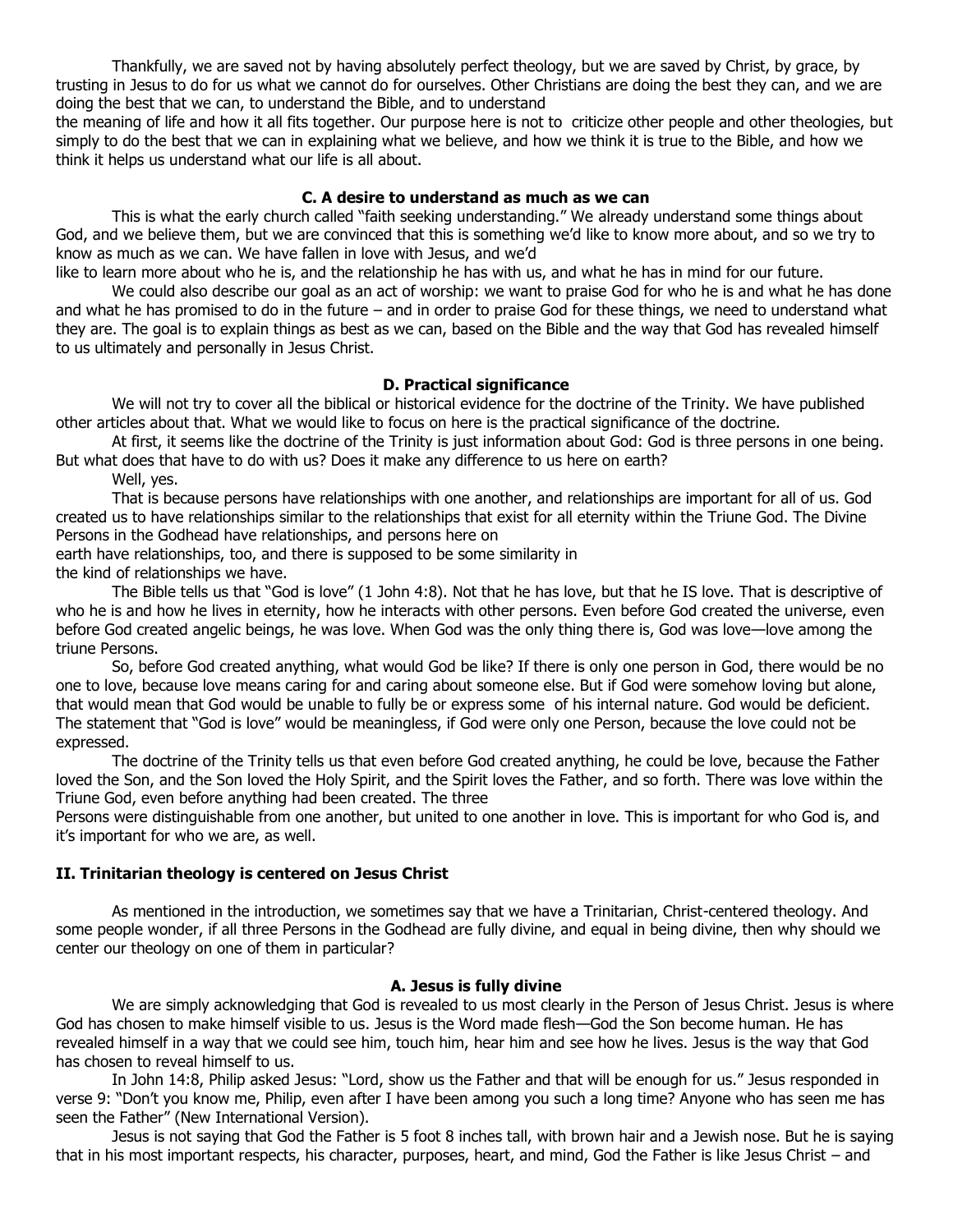Thankfully, we are saved not by having absolutely perfect theology, but we are saved by Christ, by grace, by trusting in Jesus to do for us what we cannot do for ourselves. Other Christians are doing the best they can, and we are doing the best that we can, to understand the Bible, and to understand the meaning of life and how it all fits together. Our purpose here is not to criticize other people and other theologies, but simply to do the best that we can in explaining what we believe, and how we think it is true to the Bible, and how we think it helps us understand what our life is all about.

#### C. A desire to understand as much as we can

This is what the early church called "faith seeking understanding." We already understand some things about God, and we believe them, but we are convinced that this is something we'd like to know more about, and so we try to know as much as we can. We have fallen in love with Jesus, and we'd like to learn more about who he is, and the relationship he has with us, and what he has in mind for our future.

We could also describe our goal as an act of worship: we want to praise God for who he is and what he has done and what he has promised to do in the future – and in order to praise God for these things, we need to understand what they are. The goal is to explain things as best as we can, based on the Bible and the way that God has revealed himself to us ultimately and personally in Jesus Christ.

#### D. Practical significance

We will not try to cover all the biblical or historical evidence for the doctrine of the Trinity. We have published other articles about that. What we would like to focus on here is the practical significance of the doctrine.

At first, it seems like the doctrine of the Trinity is just information about God: God is three persons in one being. But what does that have to do with us? Does it make any difference to us here on earth?

Well, yes.

That is because persons have relationships with one another, and relationships are important for all of us. God created us to have relationships similar to the relationships that exist for all eternity within the Triune God. The Divine Persons in the Godhead have relationships, and persons here on earth have relationships, too, and there is supposed to be some similarity in the kind of relationships we have.

The Bible tells us that "God is love" (1 John 4:8). Not that he has love, but that he IS love. That is descriptive of who he is and how he lives in eternity, how he interacts with other persons. Even before God created the universe, even before God created angelic beings, he was love. When God was the only thing there is, God was love—love among the triune Persons.

So, before God created anything, what would God be like? If there is only one person in God, there would be no one to love, because love means caring for and caring about someone else. But if God were somehow loving but alone, that would mean that God would be unable to fully be or express some of his internal nature. God would be deficient. The statement that "God is love" would be meaningless, if God were only one Person, because the love could not be expressed.

The doctrine of the Trinity tells us that even before God created anything, he could be love, because the Father loved the Son, and the Son loved the Holy Spirit, and the Spirit loves the Father, and so forth. There was love within the Triune God, even before anything had been created. The three Persons were distinguishable from one another, but united to one another in love. This is important for who God is, and it's important for who we are, as well.

### II. Trinitarian theology is centered on Jesus Christ

As mentioned in the introduction, we sometimes say that we have a Trinitarian, Christ-centered theology. And some people wonder, if all three Persons in the Godhead are fully divine, and equal in being divine, then why should we center our theology on one of them in particular?

#### A. Jesus is fully divine

We are simply acknowledging that God is revealed to us most clearly in the Person of Jesus Christ. Jesus is where God has chosen to make himself visible to us. Jesus is the Word made flesh—God the Son become human. He has revealed himself in a way that we could see him, touch him, hear him and see how he lives. Jesus is the way that God has chosen to reveal himself to us.

In John 14:8, Philip asked Jesus: "Lord, show us the Father and that will be enough for us." Jesus responded in verse 9: "Don't you know me, Philip, even after I have been among you such a long time? Anyone who has seen me has seen the Father" (New International Version).

Jesus is not saying that God the Father is 5 foot 8 inches tall, with brown hair and a Jewish nose. But he is saying that in his most important respects, his character, purposes, heart, and mind, God the Father is like Jesus Christ – and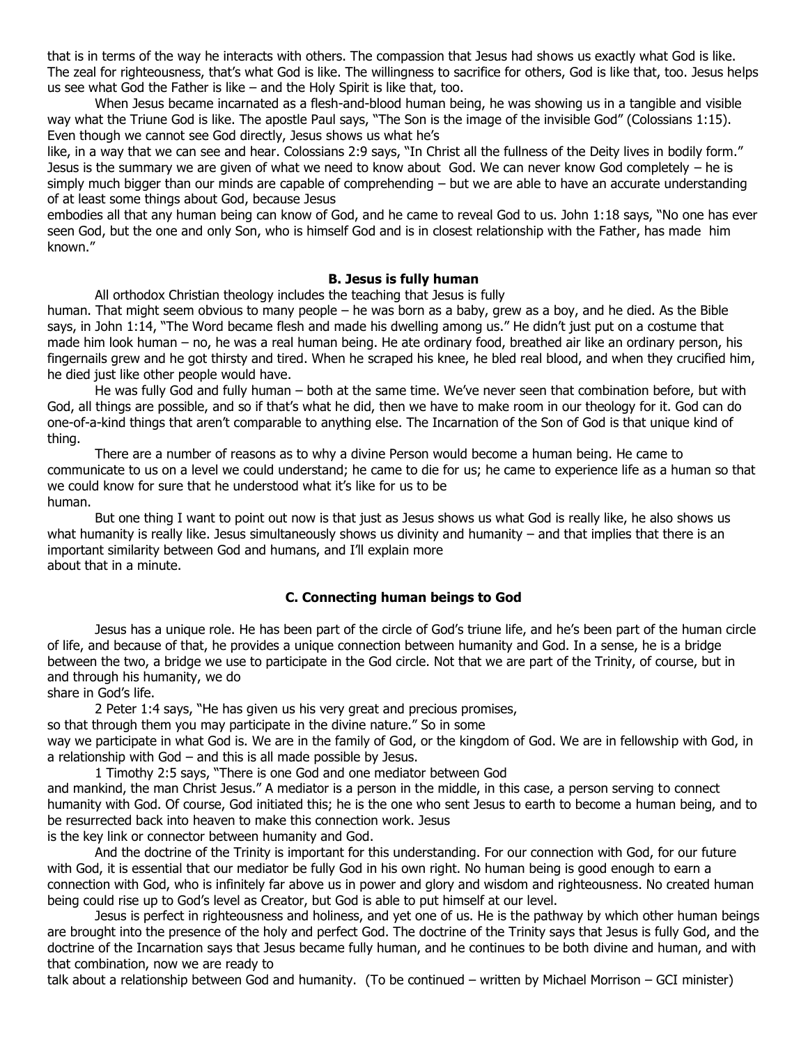that is in terms of the way he interacts with others. The compassion that Jesus had shows us exactly what God is like. The zeal for righteousness, that's what God is like. The willingness to sacrifice for others, God is like that, too. Jesus helps us see what God the Father is like – and the Holy Spirit is like that, too.

When Jesus became incarnated as a flesh-and-blood human being, he was showing us in a tangible and visible way what the Triune God is like. The apostle Paul says, "The Son is the image of the invisible God" (Colossians 1:15). Even though we cannot see God directly, Jesus shows us what he's like, in a way that we can see and hear. Colossians 2:9 says, "In Christ all the fullness of the Deity lives in bodily form." Jesus is the summary we are given of what we need to know about God. We can never know God completely – he is simply much bigger than our minds are capable of comprehending – but we are able to have an accurate understanding of at least some things about God, because Jesus embodies all that any human being can know of God, and he came to reveal God to us. John 1:18 says, "No one has ever seen God, but the one and only Son, who is himself God and is in closest relationship with the Father, has made him known."

### B. Jesus is fully human

All orthodox Christian theology includes the teaching that Jesus is fully human. That might seem obvious to many people – he was born as a baby, grew as a boy, and he died. As the Bible says, in John 1:14, "The Word became flesh and made his dwelling among us." He didn't just put on a costume that made him look human – no, he was a real human being. He ate ordinary food, breathed air like an ordinary person, his fingernails grew and he got thirsty and tired. When he scraped his knee, he bled real blood, and when they crucified him, he died just like other people would have.

He was fully God and fully human – both at the same time. We've never seen that combination before, but with God, all things are possible, and so if that's what he did, then we have to make room in our theology for it. God can do one-of-a-kind things that aren't comparable to anything else. The Incarnation of the Son of God is that unique kind of thing.

There are a number of reasons as to why a divine Person would become a human being. He came to communicate to us on a level we could understand; he came to die for us; he came to experience life as a human so that we could know for sure that he understood what it's like for us to be human.

But one thing I want to point out now is that just as Jesus shows us what God is really like, he also shows us what humanity is really like. Jesus simultaneously shows us divinity and humanity – and that implies that there is an important similarity between God and humans, and I'll explain more about that in a minute.

### C. Connecting human beings to God

Jesus has a unique role. He has been part of the circle of God's triune life, and he's been part of the human circle of life, and because of that, he provides a unique connection between humanity and God. In a sense, he is a bridge between the two, a bridge we use to participate in the God circle. Not that we are part of the Trinity, of course, but in and through his humanity, we do share in God's life.

2 Peter 1:4 says, "He has given us his very great and precious promises, so that through them you may participate in the divine nature." So in some way we participate in what God is. We are in the family of God, or the kingdom of God. We are in fellowship with God, in a relationship with God – and this is all made possible by Jesus.

1 Timothy 2:5 says, "There is one God and one mediator between God and mankind, the man Christ Jesus." A mediator is a person in the middle, in this case, a person serving to connect humanity with God. Of course, God initiated this; he is the one who sent Jesus to earth to become a human being, and to be resurrected back into heaven to make this connection work. Jesus is the key link or connector between humanity and God.

And the doctrine of the Trinity is important for this understanding. For our connection with God, for our future with God, it is essential that our mediator be fully God in his own right. No human being is good enough to earn a connection with God, who is infinitely far above us in power and glory and wisdom and righteousness. No created human being could rise up to God's level as Creator, but God is able to put himself at our level.

Jesus is perfect in righteousness and holiness, and yet one of us. He is the pathway by which other human beings are brought into the presence of the holy and perfect God. The doctrine of the Trinity says that Jesus is fully God, and the doctrine of the Incarnation says that Jesus became fully human, and he continues to be both divine and human, and with that combination, now we are ready to talk about a relationship between God and humanity. (To be continued – written by Michael Morrison – GCI minister)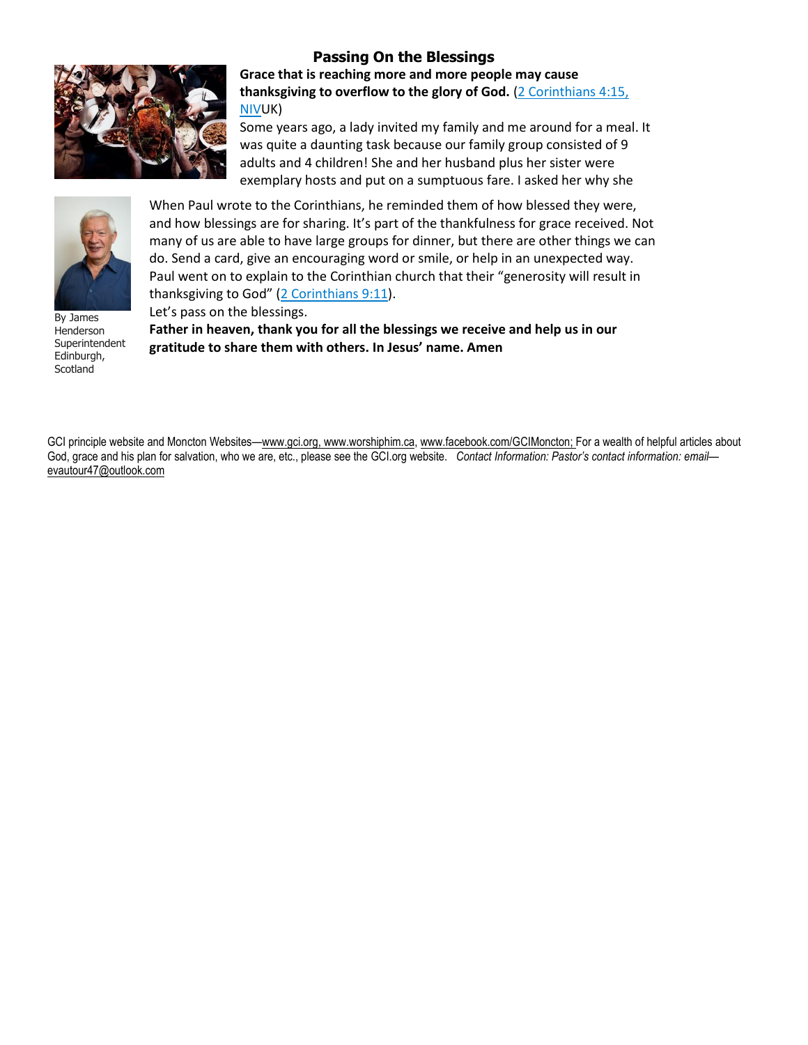# Passing On the Blessings

**Grace that is reaching more and more people may cause thanksgiving to overflow to the glory of God.** (2 Corinthians 4:15, NIVUK)

Some years ago, a lady invited my family and me around for a meal. It was quite a daunting task because our family group consisted of 9 adults and 4 children! She and her husband plus her sister were exemplary hosts and put on a sumptuous fare. I asked her why she

When Paul wrote to the Corinthians, he reminded them of how blessed they were, and how blessings are for sharing. It's part of the thankfulness for grace received. Not many of us are able to have large groups for dinner, but there are other things we can do. Send a card, give an encouraging word or smile, or help in an unexpected way. Paul went on to explain to the Corinthian church that their "generosity will result in thanksgiving to God" (2 Corinthians 9:11).

Let's pass on the blessings.

**Father in heaven, thank you for all the blessings we receive and help us in our gratitude to share them with others. In Jesus' name. Amen**

By James Henderson
Superintendent
Edinburgh, Scotland

GCI principle website and Moncton Websites—www.gci.org, www.worshiphim.ca, www.facebook.com/GCIMoncton; For a wealth of helpful articles about God, grace and his plan for salvation, who we are, etc., please see the GCI.org website. *Contact Information: Pastor's contact information: email—* evautour47@outlook.com